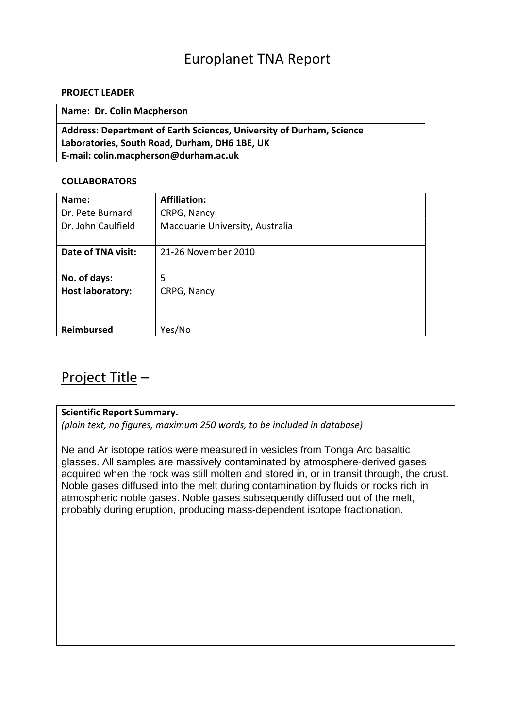# Europlanet TNA Report

**PROJECT LEADER**

| **Name: Dr. Colin Macpherson** |
| --- |
| **Address: Department of Earth Sciences, University of Durham, Science Laboratories, South Road, Durham, DH6 1BE, UK**<br>**E-mail: colin.macpherson@durham.ac.uk** |

**COLLABORATORS**

| **Name:** | **Affiliation:** |
| --- | --- |
| Dr. Pete Burnard | CRPG, Nancy |
| Dr. John Caulfield | Macquarie University, Australia |
| | |
| **Date of TNA visit:** | 21-26 November 2010 |
| **No. of days:** | 5 |
| **Host laboratory:** | CRPG, Nancy |
| | |
| **Reimbursed** | Yes/No |

## Project Title –

**Scientific Report Summary.**
*(plain text, no figures, maximum 250 words, to be included in database)*

Ne and Ar isotope ratios were measured in vesicles from Tonga Arc basaltic glasses. All samples are massively contaminated by atmosphere-derived gases acquired when the rock was still molten and stored in, or in transit through, the crust. Noble gases diffused into the melt during contamination by fluids or rocks rich in atmospheric noble gases. Noble gases subsequently diffused out of the melt, probably during eruption, producing mass-dependent isotope fractionation.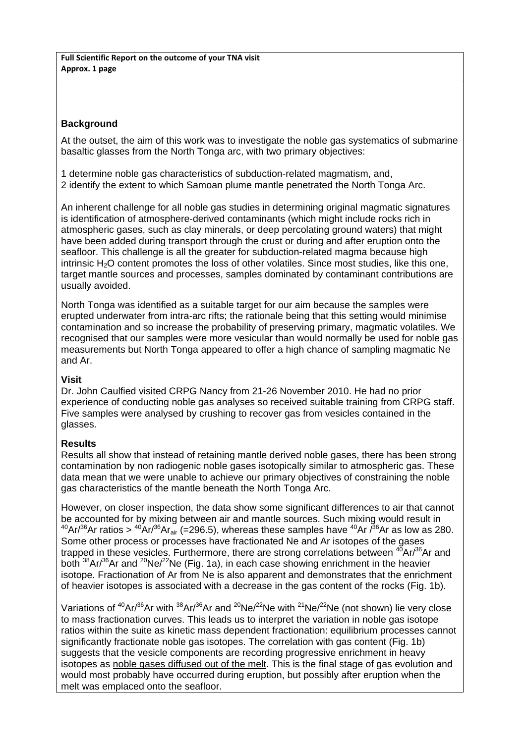**Full Scientific Report on the outcome of your TNA visit**
**Approx. 1 page**

### Background

At the outset, the aim of this work was to investigate the noble gas systematics of submarine basaltic glasses from the North Tonga arc, with two primary objectives:

1 determine noble gas characteristics of subduction-related magmatism, and,
2 identify the extent to which Samoan plume mantle penetrated the North Tonga Arc.

An inherent challenge for all noble gas studies in determining original magmatic signatures is identification of atmosphere-derived contaminants (which might include rocks rich in atmospheric gases, such as clay minerals, or deep percolating ground waters) that might have been added during transport through the crust or during and after eruption onto the seafloor. This challenge is all the greater for subduction-related magma because high intrinsic $H_2O$ content promotes the loss of other volatiles. Since most studies, like this one, target mantle sources and processes, samples dominated by contaminant contributions are usually avoided.

North Tonga was identified as a suitable target for our aim because the samples were erupted underwater from intra-arc rifts; the rationale being that this setting would minimise contamination and so increase the probability of preserving primary, magmatic volatiles. We recognised that our samples were more vesicular than would normally be used for noble gas measurements but North Tonga appeared to offer a high chance of sampling magmatic Ne and Ar.

### Visit

Dr. John Caulfied visited CRPG Nancy from 21-26 November 2010. He had no prior experience of conducting noble gas analyses so received suitable training from CRPG staff. Five samples were analysed by crushing to recover gas from vesicles contained in the glasses.

### Results

Results all show that instead of retaining mantle derived noble gases, there has been strong contamination by non radiogenic noble gases isotopically similar to atmospheric gas. These data mean that we were unable to achieve our primary objectives of constraining the noble gas characteristics of the mantle beneath the North Tonga Arc.

However, on closer inspection, the data show some significant differences to air that cannot be accounted for by mixing between air and mantle sources. Such mixing would result in $^{40}Ar/^{36}Ar$ ratios > $^{40}Ar/^{36}Ar_{air}$ (=296.5), whereas these samples have $^{40}Ar/^{36}Ar$ as low as 280. Some other process or processes have fractionated Ne and Ar isotopes of the gases trapped in these vesicles. Furthermore, there are strong correlations between $^{40}Ar/^{36}Ar$ and both $^{38}Ar/^{36}Ar$ and $^{20}Ne/^{22}Ne$ (Fig. 1a), in each case showing enrichment in the heavier isotope. Fractionation of Ar from Ne is also apparent and demonstrates that the enrichment of heavier isotopes is associated with a decrease in the gas content of the rocks (Fig. 1b).

Variations of $^{40}Ar/^{36}Ar$ with $^{38}Ar/^{36}Ar$ and $^{20}Ne/^{22}Ne$ with $^{21}Ne/^{22}Ne$ (not shown) lie very close to mass fractionation curves. This leads us to interpret the variation in noble gas isotope ratios within the suite as kinetic mass dependent fractionation: equilibrium processes cannot significantly fractionate noble gas isotopes. The correlation with gas content (Fig. 1b) suggests that the vesicle components are recording progressive enrichment in heavy isotopes as noble gases diffused out of the melt. This is the final stage of gas evolution and would most probably have occurred during eruption, but possibly after eruption when the melt was emplaced onto the seafloor.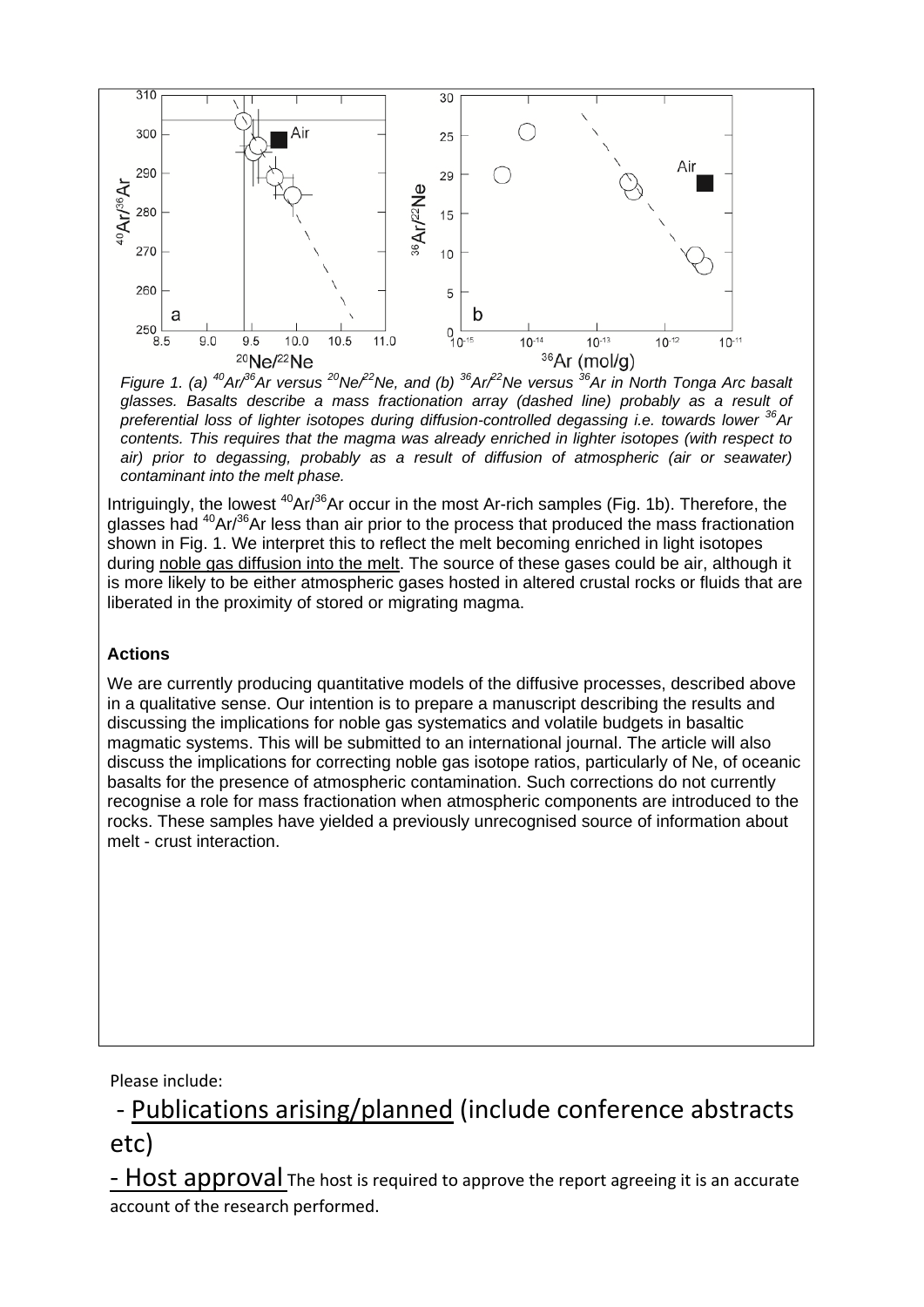310
300
290
280
270
260
250
8.5 9.0 9.5 10.0 10.5 11.0
$^{40}Ar/^{36}Ar$
$^{20}Ne/^{22}Ne$
Air
a

30
25
20
15
10
5
0
$10^{-15}$ $10^{-14}$ $10^{-13}$ $10^{-12}$ $10^{-11}$
$^{36}Ar/^{22}Ne$
$^{36}Ar$ (mol/g)
Air
b

*Figure 1. (a) $^{40}Ar/^{36}Ar$ versus $^{20}Ne/^{22}Ne$, and (b) $^{36}Ar/^{22}Ne$ versus $^{36}Ar$ in North Tonga Arc basalt glasses. Basalts describe a mass fractionation array (dashed line) probably as a result of preferential loss of lighter isotopes during diffusion-controlled degassing i.e. towards lower $^{36}Ar$ contents. This requires that the magma was already enriched in lighter isotopes (with respect to air) prior to degassing, probably as a result of diffusion of atmospheric (air or seawater) contaminant into the melt phase.*

Intriguingly, the lowest $^{40}Ar/^{36}Ar$ occur in the most Ar-rich samples (Fig. 1b). Therefore, the glasses had $^{40}Ar/^{36}Ar$ less than air prior to the process that produced the mass fractionation shown in Fig. 1. We interpret this to reflect the melt becoming enriched in light isotopes during noble gas diffusion into the melt. The source of these gases could be air, although it is more likely to be either atmospheric gases hosted in altered crustal rocks or fluids that are liberated in the proximity of stored or migrating magma.

**Actions**

We are currently producing quantitative models of the diffusive processes, described above in a qualitative sense. Our intention is to prepare a manuscript describing the results and discussing the implications for noble gas systematics and volatile budgets in basaltic magmatic systems. This will be submitted to an international journal. The article will also discuss the implications for correcting noble gas isotope ratios, particularly of Ne, of oceanic basalts for the presence of atmospheric contamination. Such corrections do not currently recognise a role for mass fractionation when atmospheric components are introduced to the rocks. These samples have yielded a previously unrecognised source of information about melt - crust interaction.

Please include:

- Publications arising/planned (include conference abstracts etc)

- Host approval The host is required to approve the report agreeing it is an accurate account of the research performed.